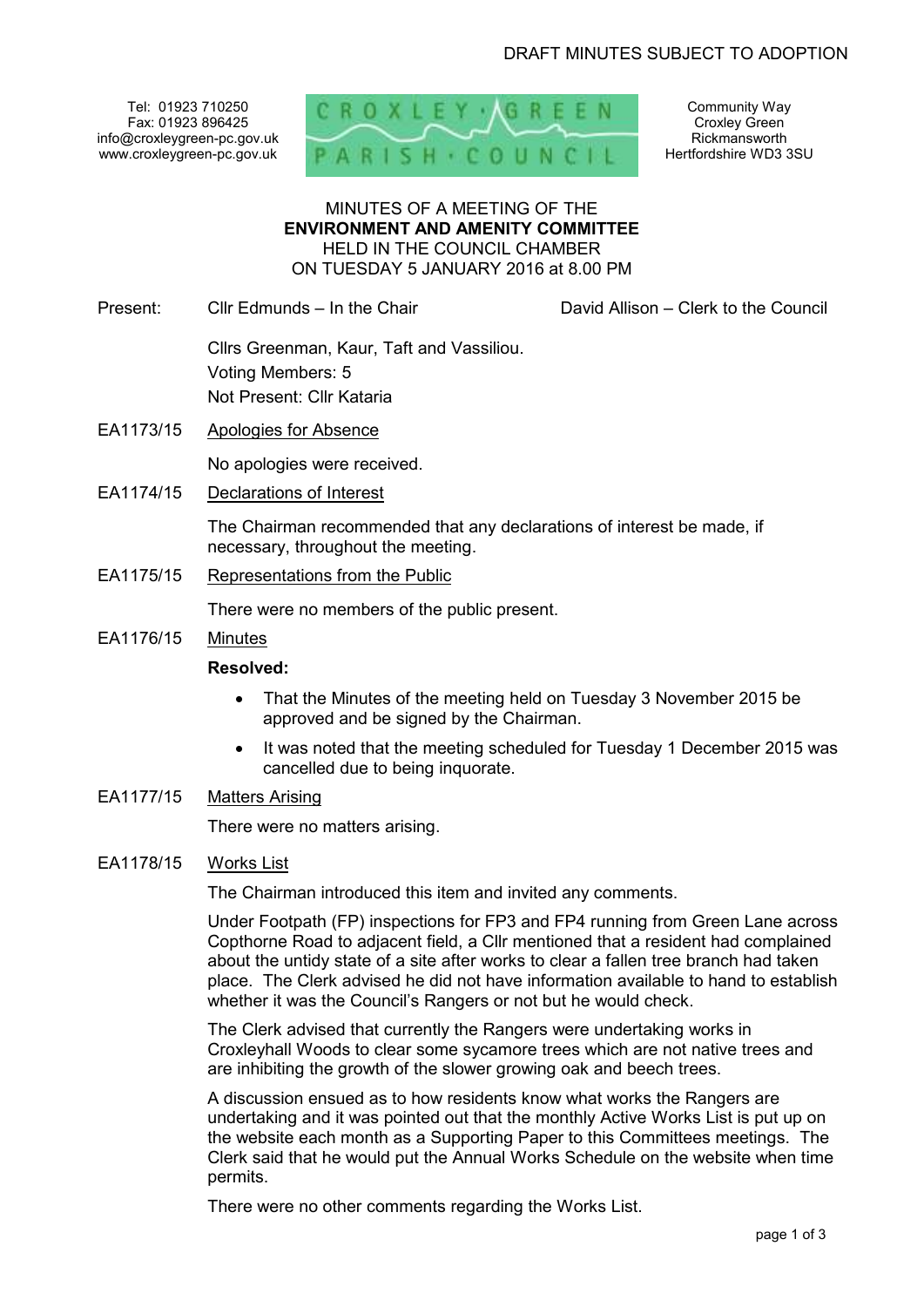DRAFT MINUTES SUBJECT TO ADOPTION

Tel: 01923 710250
Fax: 01923 896425
info@croxleygreen-pc.gov.uk
www.croxleygreen-pc.gov.uk

CROXLEY GREEN PARISH COUNCIL

Community Way
Croxley Green
Rickmansworth
Hertfordshire WD3 3SU

MINUTES OF A MEETING OF THE
**ENVIRONMENT AND AMENITY COMMITTEE**
HELD IN THE COUNCIL CHAMBER
ON TUESDAY 5 JANUARY 2016 at 8.00 PM

Present: Cllr Edmunds – In the Chair — David Allison – Clerk to the Council

Cllrs Greenman, Kaur, Taft and Vassiliou.
Voting Members: 5
Not Present: Cllr Kataria

**EA1173/15 Apologies for Absence**

No apologies were received.

**EA1174/15 Declarations of Interest**

The Chairman recommended that any declarations of interest be made, if necessary, throughout the meeting.

**EA1175/15 Representations from the Public**

There were no members of the public present.

**EA1176/15 Minutes**

**Resolved:**

- That the Minutes of the meeting held on Tuesday 3 November 2015 be approved and be signed by the Chairman.
- It was noted that the meeting scheduled for Tuesday 1 December 2015 was cancelled due to being inquorate.

**EA1177/15 Matters Arising**

There were no matters arising.

**EA1178/15 Works List**

The Chairman introduced this item and invited any comments.

Under Footpath (FP) inspections for FP3 and FP4 running from Green Lane across Copthorne Road to adjacent field, a Cllr mentioned that a resident had complained about the untidy state of a site after works to clear a fallen tree branch had taken place. The Clerk advised he did not have information available to hand to establish whether it was the Council's Rangers or not but he would check.

The Clerk advised that currently the Rangers were undertaking works in Croxleyhall Woods to clear some sycamore trees which are not native trees and are inhibiting the growth of the slower growing oak and beech trees.

A discussion ensued as to how residents know what works the Rangers are undertaking and it was pointed out that the monthly Active Works List is put up on the website each month as a Supporting Paper to this Committees meetings. The Clerk said that he would put the Annual Works Schedule on the website when time permits.

There were no other comments regarding the Works List.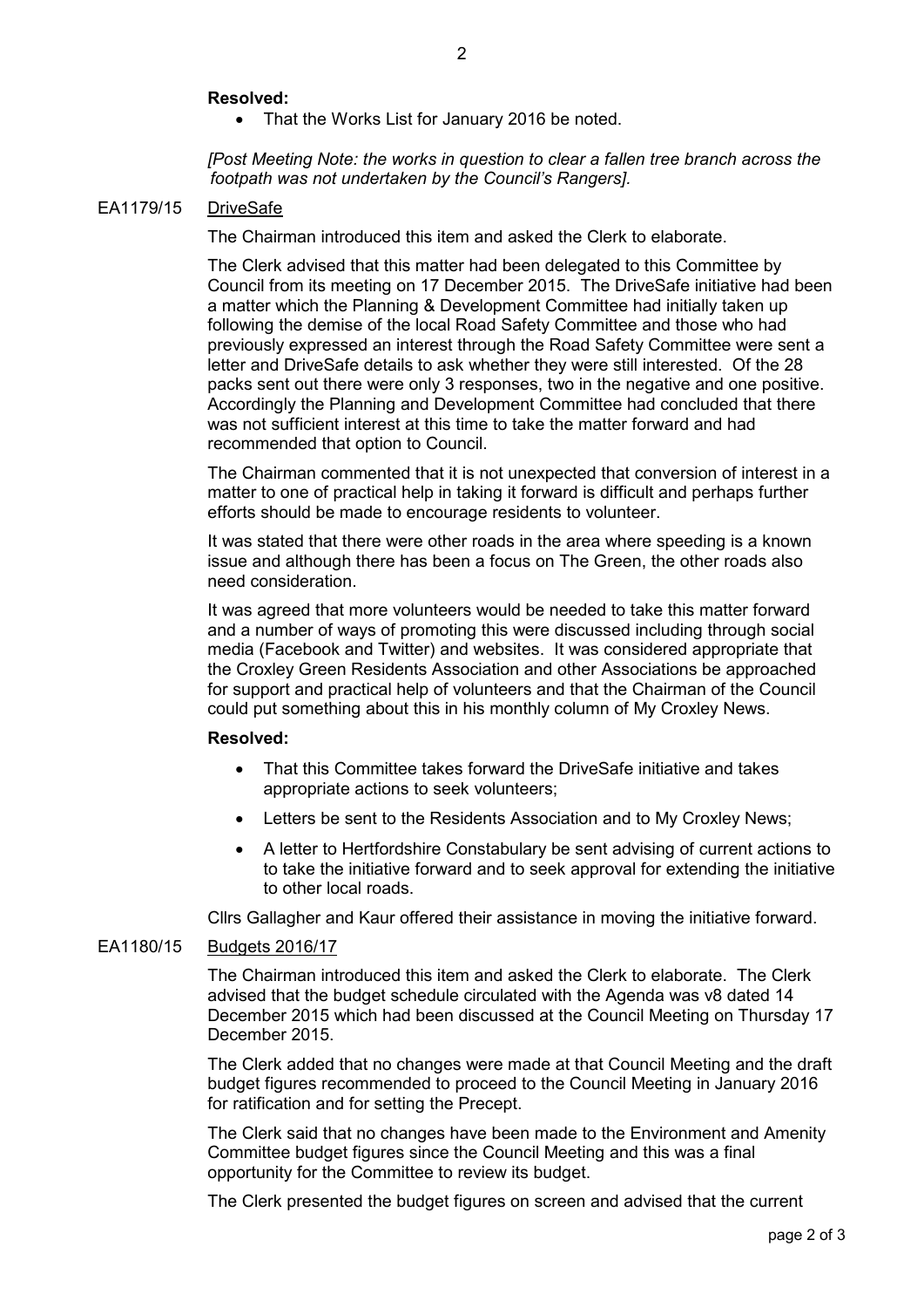**Resolved:**

- That the Works List for January 2016 be noted.

*[Post Meeting Note: the works in question to clear a fallen tree branch across the footpath was not undertaken by the Council's Rangers].*

EA1179/15 DriveSafe

The Chairman introduced this item and asked the Clerk to elaborate.

The Clerk advised that this matter had been delegated to this Committee by Council from its meeting on 17 December 2015. The DriveSafe initiative had been a matter which the Planning & Development Committee had initially taken up following the demise of the local Road Safety Committee and those who had previously expressed an interest through the Road Safety Committee were sent a letter and DriveSafe details to ask whether they were still interested. Of the 28 packs sent out there were only 3 responses, two in the negative and one positive. Accordingly the Planning and Development Committee had concluded that there was not sufficient interest at this time to take the matter forward and had recommended that option to Council.

The Chairman commented that it is not unexpected that conversion of interest in a matter to one of practical help in taking it forward is difficult and perhaps further efforts should be made to encourage residents to volunteer.

It was stated that there were other roads in the area where speeding is a known issue and although there has been a focus on The Green, the other roads also need consideration.

It was agreed that more volunteers would be needed to take this matter forward and a number of ways of promoting this were discussed including through social media (Facebook and Twitter) and websites. It was considered appropriate that the Croxley Green Residents Association and other Associations be approached for support and practical help of volunteers and that the Chairman of the Council could put something about this in his monthly column of My Croxley News.

**Resolved:**

- That this Committee takes forward the DriveSafe initiative and takes appropriate actions to seek volunteers;
- Letters be sent to the Residents Association and to My Croxley News;
- A letter to Hertfordshire Constabulary be sent advising of current actions to to take the initiative forward and to seek approval for extending the initiative to other local roads.

Cllrs Gallagher and Kaur offered their assistance in moving the initiative forward.

EA1180/15 Budgets 2016/17

The Chairman introduced this item and asked the Clerk to elaborate. The Clerk advised that the budget schedule circulated with the Agenda was v8 dated 14 December 2015 which had been discussed at the Council Meeting on Thursday 17 December 2015.

The Clerk added that no changes were made at that Council Meeting and the draft budget figures recommended to proceed to the Council Meeting in January 2016 for ratification and for setting the Precept.

The Clerk said that no changes have been made to the Environment and Amenity Committee budget figures since the Council Meeting and this was a final opportunity for the Committee to review its budget.

The Clerk presented the budget figures on screen and advised that the current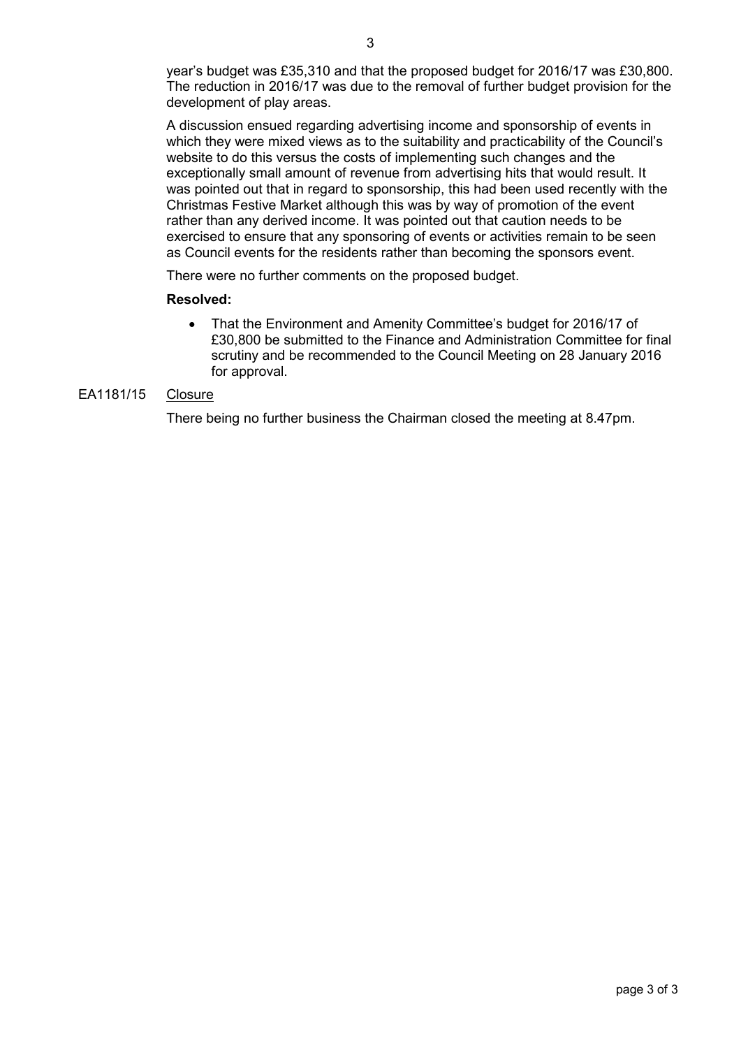year's budget was £35,310 and that the proposed budget for 2016/17 was £30,800. The reduction in 2016/17 was due to the removal of further budget provision for the development of play areas.

A discussion ensued regarding advertising income and sponsorship of events in which they were mixed views as to the suitability and practicability of the Council's website to do this versus the costs of implementing such changes and the exceptionally small amount of revenue from advertising hits that would result. It was pointed out that in regard to sponsorship, this had been used recently with the Christmas Festive Market although this was by way of promotion of the event rather than any derived income. It was pointed out that caution needs to be exercised to ensure that any sponsoring of events or activities remain to be seen as Council events for the residents rather than becoming the sponsors event.

There were no further comments on the proposed budget.

**Resolved:**

- That the Environment and Amenity Committee's budget for 2016/17 of £30,800 be submitted to the Finance and Administration Committee for final scrutiny and be recommended to the Council Meeting on 28 January 2016 for approval.

EA1181/15 Closure

There being no further business the Chairman closed the meeting at 8.47pm.